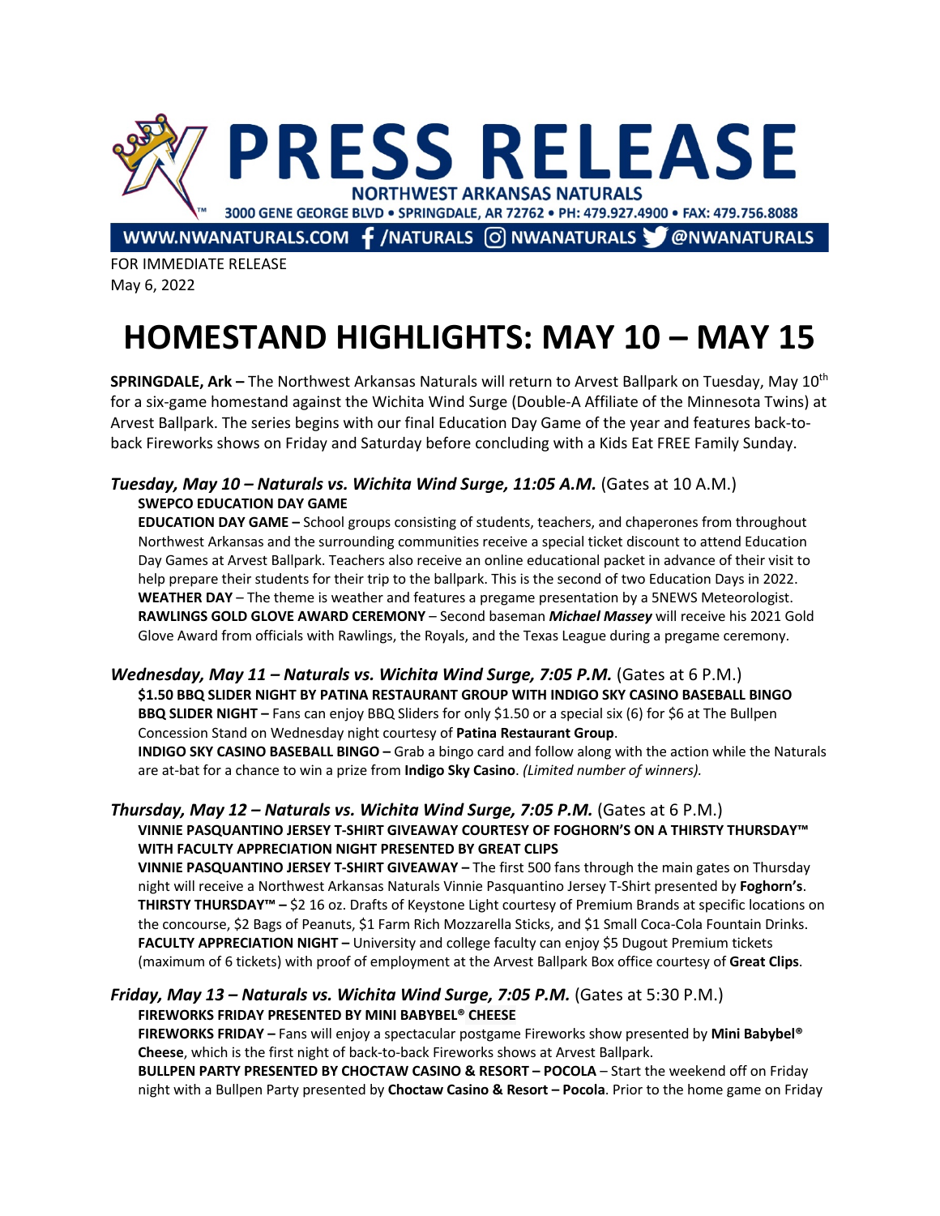# PRESS RELEASE

**NORTHWEST ARKANSAS NATURALS**

3000 GENE GEORGE BLVD • SPRINGDALE, AR 72762 • PH: 479.927.4900 • FAX: 479.756.8088

WWW.NWANATURALS.COM /NATURALS NWANATURALS @NWANATURALS

FOR IMMEDIATE RELEASE
May 6, 2022

# HOMESTAND HIGHLIGHTS: MAY 10 – MAY 15

**SPRINGDALE, Ark –** The Northwest Arkansas Naturals will return to Arvest Ballpark on Tuesday, May 10th for a six-game homestand against the Wichita Wind Surge (Double-A Affiliate of the Minnesota Twins) at Arvest Ballpark. The series begins with our final Education Day Game of the year and features back-to-back Fireworks shows on Friday and Saturday before concluding with a Kids Eat FREE Family Sunday.

### *Tuesday, May 10 – Naturals vs. Wichita Wind Surge, 11:05 A.M.* (Gates at 10 A.M.)

**SWEPCO EDUCATION DAY GAME**

**EDUCATION DAY GAME –** School groups consisting of students, teachers, and chaperones from throughout Northwest Arkansas and the surrounding communities receive a special ticket discount to attend Education Day Games at Arvest Ballpark. Teachers also receive an online educational packet in advance of their visit to help prepare their students for their trip to the ballpark. This is the second of two Education Days in 2022.

**WEATHER DAY** – The theme is weather and features a pregame presentation by a 5NEWS Meteorologist.

**RAWLINGS GOLD GLOVE AWARD CEREMONY** – Second baseman ***Michael Massey*** will receive his 2021 Gold Glove Award from officials with Rawlings, the Royals, and the Texas League during a pregame ceremony.

### *Wednesday, May 11 – Naturals vs. Wichita Wind Surge, 7:05 P.M.* (Gates at 6 P.M.)

**$1.50 BBQ SLIDER NIGHT BY PATINA RESTAURANT GROUP WITH INDIGO SKY CASINO BASEBALL BINGO**

**BBQ SLIDER NIGHT –** Fans can enjoy BBQ Sliders for only $1.50 or a special six (6) for $6 at The Bullpen Concession Stand on Wednesday night courtesy of **Patina Restaurant Group**.

**INDIGO SKY CASINO BASEBALL BINGO –** Grab a bingo card and follow along with the action while the Naturals are at-bat for a chance to win a prize from **Indigo Sky Casino**. *(Limited number of winners).*

### *Thursday, May 12 – Naturals vs. Wichita Wind Surge, 7:05 P.M.* (Gates at 6 P.M.)

**VINNIE PASQUANTINO JERSEY T-SHIRT GIVEAWAY COURTESY OF FOGHORN'S ON A THIRSTY THURSDAY™ WITH FACULTY APPRECIATION NIGHT PRESENTED BY GREAT CLIPS**

**VINNIE PASQUANTINO JERSEY T-SHIRT GIVEAWAY –** The first 500 fans through the main gates on Thursday night will receive a Northwest Arkansas Naturals Vinnie Pasquantino Jersey T-Shirt presented by **Foghorn's**.

**THIRSTY THURSDAY™ –** $2 16 oz. Drafts of Keystone Light courtesy of Premium Brands at specific locations on the concourse, $2 Bags of Peanuts, $1 Farm Rich Mozzarella Sticks, and $1 Small Coca-Cola Fountain Drinks.

**FACULTY APPRECIATION NIGHT –** University and college faculty can enjoy $5 Dugout Premium tickets (maximum of 6 tickets) with proof of employment at the Arvest Ballpark Box office courtesy of **Great Clips**.

### *Friday, May 13 – Naturals vs. Wichita Wind Surge, 7:05 P.M.* (Gates at 5:30 P.M.)

**FIREWORKS FRIDAY PRESENTED BY MINI BABYBEL® CHEESE**

**FIREWORKS FRIDAY –** Fans will enjoy a spectacular postgame Fireworks show presented by **Mini Babybel® Cheese**, which is the first night of back-to-back Fireworks shows at Arvest Ballpark.

**BULLPEN PARTY PRESENTED BY CHOCTAW CASINO & RESORT – POCOLA** – Start the weekend off on Friday night with a Bullpen Party presented by **Choctaw Casino & Resort – Pocola**. Prior to the home game on Friday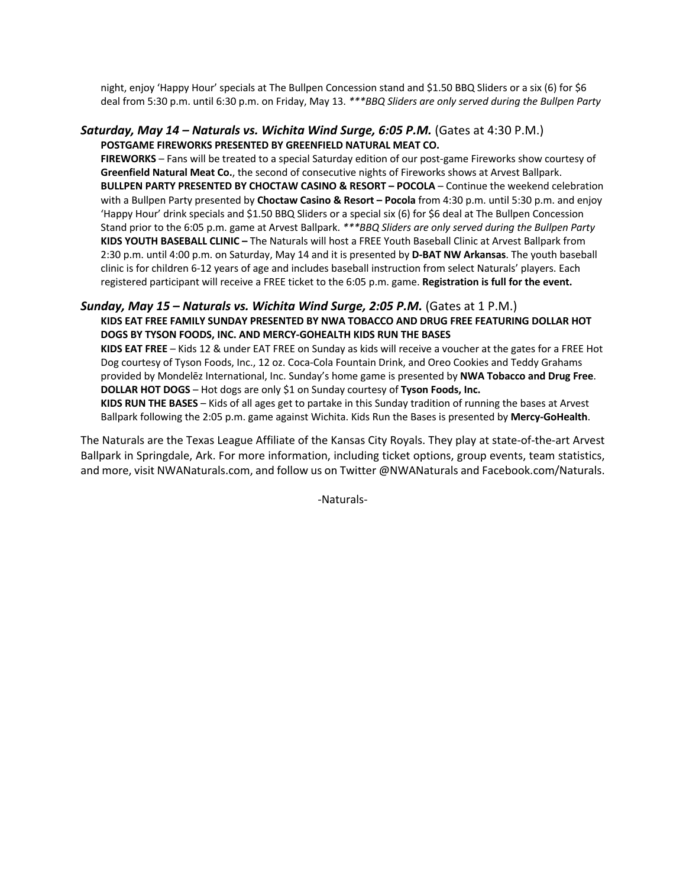night, enjoy 'Happy Hour' specials at The Bullpen Concession stand and $1.50 BBQ Sliders or a six (6) for $6 deal from 5:30 p.m. until 6:30 p.m. on Friday, May 13. *\*\*\*BBQ Sliders are only served during the Bullpen Party*

***Saturday, May 14 – Naturals vs. Wichita Wind Surge, 6:05 P.M.*** (Gates at 4:30 P.M.)

**POSTGAME FIREWORKS PRESENTED BY GREENFIELD NATURAL MEAT CO.**

**FIREWORKS** – Fans will be treated to a special Saturday edition of our post-game Fireworks show courtesy of **Greenfield Natural Meat Co.**, the second of consecutive nights of Fireworks shows at Arvest Ballpark.

**BULLPEN PARTY PRESENTED BY CHOCTAW CASINO & RESORT – POCOLA** – Continue the weekend celebration with a Bullpen Party presented by **Choctaw Casino & Resort – Pocola** from 4:30 p.m. until 5:30 p.m. and enjoy 'Happy Hour' drink specials and $1.50 BBQ Sliders or a special six (6) for $6 deal at The Bullpen Concession Stand prior to the 6:05 p.m. game at Arvest Ballpark. *\*\*\*BBQ Sliders are only served during the Bullpen Party*

**KIDS YOUTH BASEBALL CLINIC –** The Naturals will host a FREE Youth Baseball Clinic at Arvest Ballpark from 2:30 p.m. until 4:00 p.m. on Saturday, May 14 and it is presented by **D-BAT NW Arkansas**. The youth baseball clinic is for children 6-12 years of age and includes baseball instruction from select Naturals' players. Each registered participant will receive a FREE ticket to the 6:05 p.m. game. **Registration is full for the event.**

***Sunday, May 15 – Naturals vs. Wichita Wind Surge, 2:05 P.M.*** (Gates at 1 P.M.)

**KIDS EAT FREE FAMILY SUNDAY PRESENTED BY NWA TOBACCO AND DRUG FREE FEATURING DOLLAR HOT DOGS BY TYSON FOODS, INC. AND MERCY-GOHEALTH KIDS RUN THE BASES**

**KIDS EAT FREE** – Kids 12 & under EAT FREE on Sunday as kids will receive a voucher at the gates for a FREE Hot Dog courtesy of Tyson Foods, Inc., 12 oz. Coca-Cola Fountain Drink, and Oreo Cookies and Teddy Grahams provided by Mondelēz International, Inc. Sunday's home game is presented by **NWA Tobacco and Drug Free**.

**DOLLAR HOT DOGS** – Hot dogs are only $1 on Sunday courtesy of **Tyson Foods, Inc.**

**KIDS RUN THE BASES** – Kids of all ages get to partake in this Sunday tradition of running the bases at Arvest Ballpark following the 2:05 p.m. game against Wichita. Kids Run the Bases is presented by **Mercy-GoHealth**.

The Naturals are the Texas League Affiliate of the Kansas City Royals. They play at state-of-the-art Arvest Ballpark in Springdale, Ark. For more information, including ticket options, group events, team statistics, and more, visit NWANaturals.com, and follow us on Twitter @NWANaturals and Facebook.com/Naturals.

-Naturals-